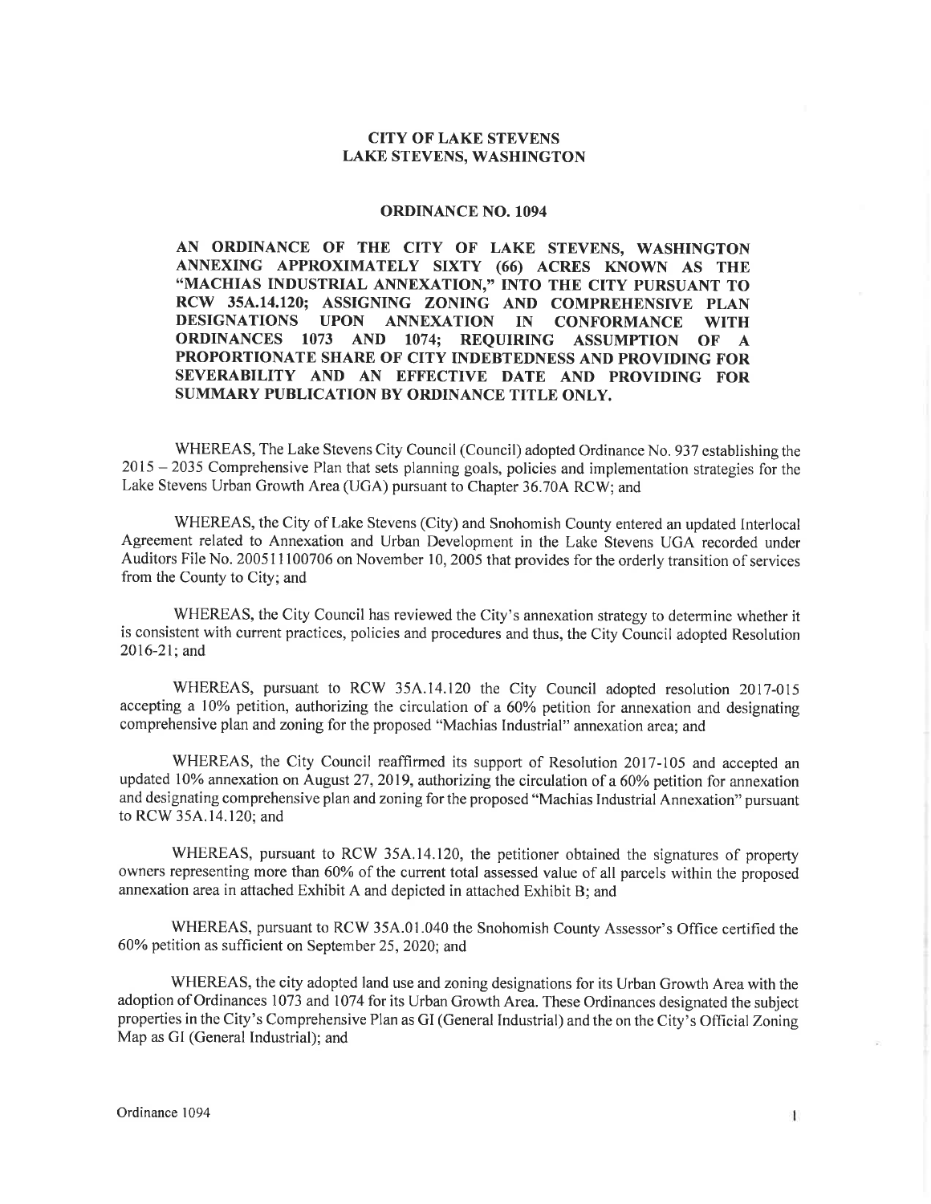**CITY OF LAKE STEVENS**
**LAKE STEVENS, WASHINGTON**

# ORDINANCE NO. 1094

**AN ORDINANCE OF THE CITY OF LAKE STEVENS, WASHINGTON ANNEXING APPROXIMATELY SIXTY (66) ACRES KNOWN AS THE "MACHIAS INDUSTRIAL ANNEXATION," INTO THE CITY PURSUANT TO RCW 35A.14.120; ASSIGNING ZONING AND COMPREHENSIVE PLAN DESIGNATIONS UPON ANNEXATION IN CONFORMANCE WITH ORDINANCES 1073 AND 1074; REQUIRING ASSUMPTION OF A PROPORTIONATE SHARE OF CITY INDEBTEDNESS AND PROVIDING FOR SEVERABILITY AND AN EFFECTIVE DATE AND PROVIDING FOR SUMMARY PUBLICATION BY ORDINANCE TITLE ONLY.**

WHEREAS, The Lake Stevens City Council (Council) adopted Ordinance No. 937 establishing the 2015 – 2035 Comprehensive Plan that sets planning goals, policies and implementation strategies for the Lake Stevens Urban Growth Area (UGA) pursuant to Chapter 36.70A RCW; and

WHEREAS, the City of Lake Stevens (City) and Snohomish County entered an updated Interlocal Agreement related to Annexation and Urban Development in the Lake Stevens UGA recorded under Auditors File No. 200511100706 on November 10, 2005 that provides for the orderly transition of services from the County to City; and

WHEREAS, the City Council has reviewed the City's annexation strategy to determine whether it is consistent with current practices, policies and procedures and thus, the City Council adopted Resolution 2016-21; and

WHEREAS, pursuant to RCW 35A.14.120 the City Council adopted resolution 2017-015 accepting a 10% petition, authorizing the circulation of a 60% petition for annexation and designating comprehensive plan and zoning for the proposed "Machias Industrial" annexation area; and

WHEREAS, the City Council reaffirmed its support of Resolution 2017-105 and accepted an updated 10% annexation on August 27, 2019, authorizing the circulation of a 60% petition for annexation and designating comprehensive plan and zoning for the proposed "Machias Industrial Annexation" pursuant to RCW 35A.14.120; and

WHEREAS, pursuant to RCW 35A.14.120, the petitioner obtained the signatures of property owners representing more than 60% of the current total assessed value of all parcels within the proposed annexation area in attached Exhibit A and depicted in attached Exhibit B; and

WHEREAS, pursuant to RCW 35A.01.040 the Snohomish County Assessor's Office certified the 60% petition as sufficient on September 25, 2020; and

WHEREAS, the city adopted land use and zoning designations for its Urban Growth Area with the adoption of Ordinances 1073 and 1074 for its Urban Growth Area. These Ordinances designated the subject properties in the City's Comprehensive Plan as GI (General Industrial) and the on the City's Official Zoning Map as GI (General Industrial); and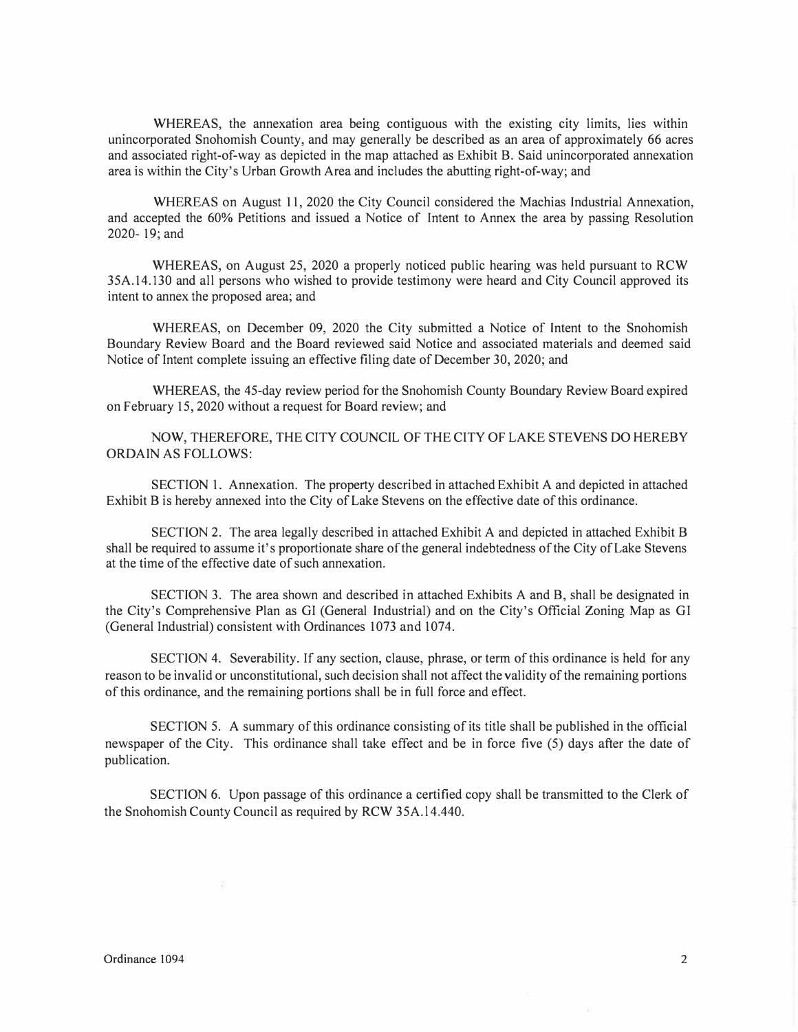WHEREAS, the annexation area being contiguous with the existing city limits, lies within unincorporated Snohomish County, and may generally be described as an area of approximately 66 acres and associated right-of-way as depicted in the map attached as Exhibit B. Said unincorporated annexation area is within the City's Urban Growth Area and includes the abutting right-of-way; and

WHEREAS on August 11, 2020 the City Council considered the Machias Industrial Annexation, and accepted the 60% Petitions and issued a Notice of Intent to Annex the area by passing Resolution 2020- 19; and

WHEREAS, on August 25, 2020 a properly noticed public hearing was held pursuant to RCW 35A.14.130 and all persons who wished to provide testimony were heard and City Council approved its intent to annex the proposed area; and

WHEREAS, on December 09, 2020 the City submitted a Notice of Intent to the Snohomish Boundary Review Board and the Board reviewed said Notice and associated materials and deemed said Notice of Intent complete issuing an effective filing date of December 30, 2020; and

WHEREAS, the 45-day review period for the Snohomish County Boundary Review Board expired on February 15, 2020 without a request for Board review; and

NOW, THEREFORE, THE CITY COUNCIL OF THE CITY OF LAKE STEVENS DO HEREBY ORDAIN AS FOLLOWS:

SECTION 1. Annexation. The property described in attached Exhibit A and depicted in attached Exhibit B is hereby annexed into the City of Lake Stevens on the effective date of this ordinance.

SECTION 2. The area legally described in attached Exhibit A and depicted in attached Exhibit B shall be required to assume it's proportionate share of the general indebtedness of the City of Lake Stevens at the time of the effective date of such annexation.

SECTION 3. The area shown and described in attached Exhibits A and B, shall be designated in the City's Comprehensive Plan as GI (General Industrial) and on the City's Official Zoning Map as GI (General Industrial) consistent with Ordinances 1073 and 1074.

SECTION 4. Severability. If any section, clause, phrase, or term of this ordinance is held for any reason to be invalid or unconstitutional, such decision shall not affect the validity of the remaining portions of this ordinance, and the remaining portions shall be in full force and effect.

SECTION 5. A summary of this ordinance consisting of its title shall be published in the official newspaper of the City. This ordinance shall take effect and be in force five (5) days after the date of publication.

SECTION 6. Upon passage of this ordinance a certified copy shall be transmitted to the Clerk of the Snohomish County Council as required by RCW 35A.14.440.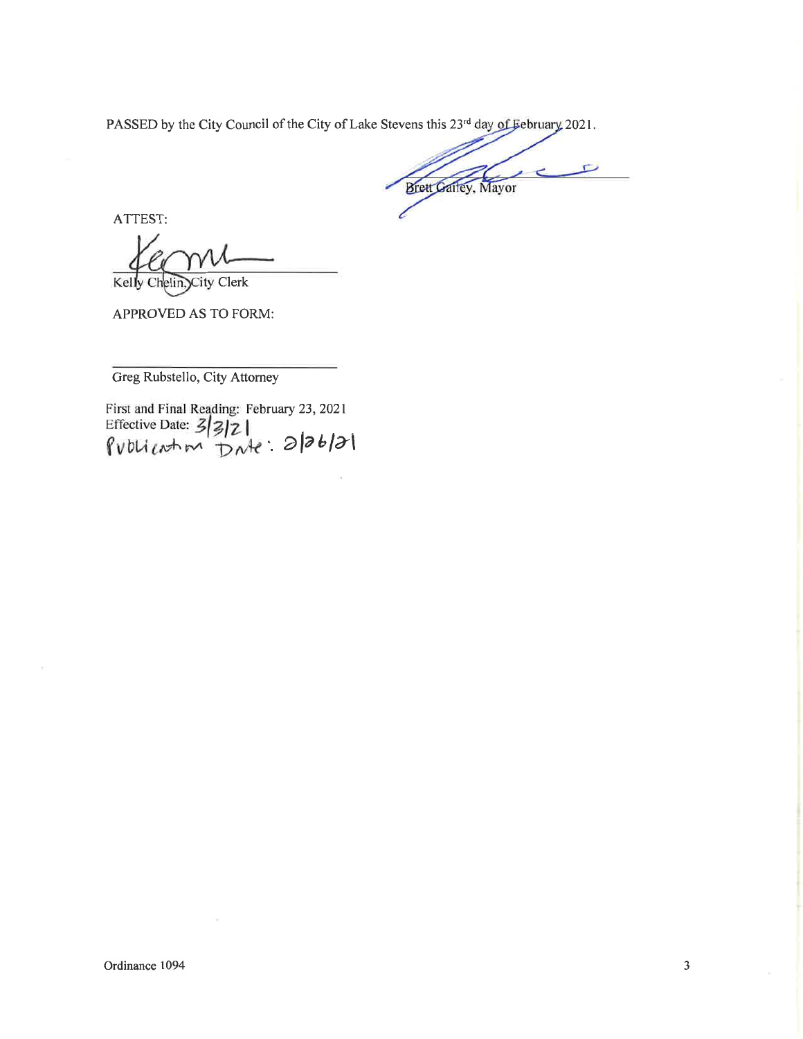PASSED by the City Council of the City of Lake Stevens this 23rd day of February 2021.

Brett Gailey, Mayor

ATTEST:

Kelly Chelin, City Clerk

APPROVED AS TO FORM:

Greg Rubstello, City Attorney

First and Final Reading: February 23, 2021
Effective Date: 3/3/21
Publication Date: 2/26/21

Ordinance 1094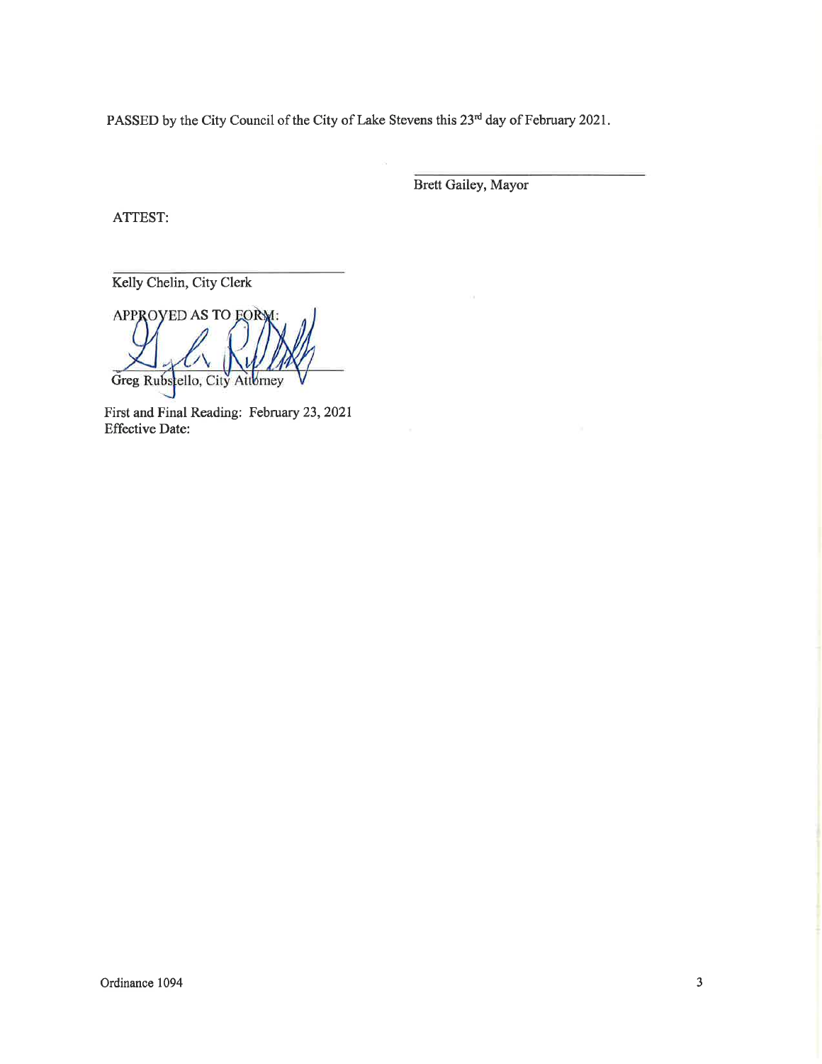PASSED by the City Council of the City of Lake Stevens this 23rd day of February 2021.

_______________________________
Brett Gailey, Mayor

ATTEST:

_______________________________
Kelly Chelin, City Clerk

APPROVED AS TO FORM:

_______________________________
Greg Rubstello, City Attorney

First and Final Reading: February 23, 2021
Effective Date:

Ordinance 1094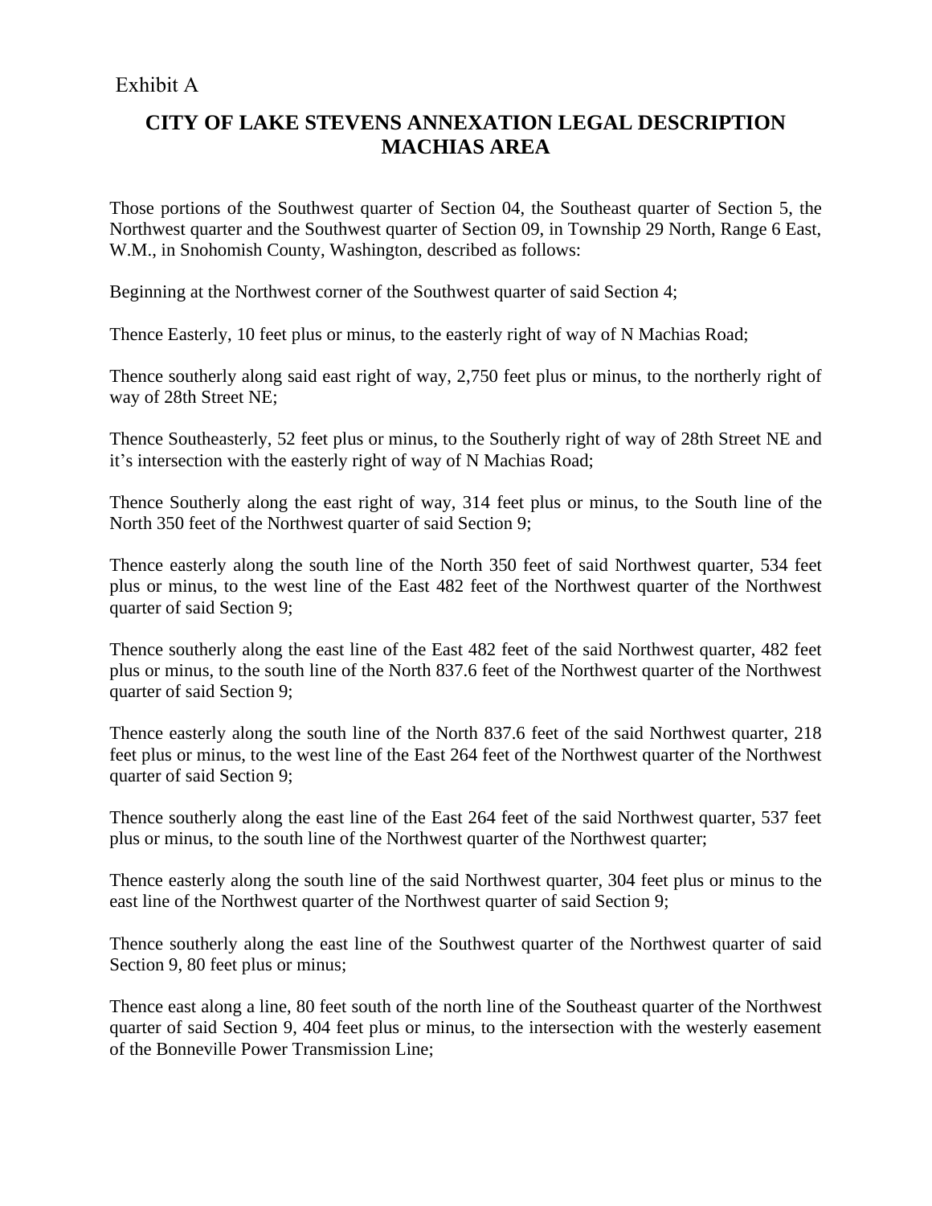Exhibit A

# CITY OF LAKE STEVENS ANNEXATION LEGAL DESCRIPTION MACHIAS AREA

Those portions of the Southwest quarter of Section 04, the Southeast quarter of Section 5, the Northwest quarter and the Southwest quarter of Section 09, in Township 29 North, Range 6 East, W.M., in Snohomish County, Washington, described as follows:

Beginning at the Northwest corner of the Southwest quarter of said Section 4;

Thence Easterly, 10 feet plus or minus, to the easterly right of way of N Machias Road;

Thence southerly along said east right of way, 2,750 feet plus or minus, to the northerly right of way of 28th Street NE;

Thence Southeasterly, 52 feet plus or minus, to the Southerly right of way of 28th Street NE and it's intersection with the easterly right of way of N Machias Road;

Thence Southerly along the east right of way, 314 feet plus or minus, to the South line of the North 350 feet of the Northwest quarter of said Section 9;

Thence easterly along the south line of the North 350 feet of said Northwest quarter, 534 feet plus or minus, to the west line of the East 482 feet of the Northwest quarter of the Northwest quarter of said Section 9;

Thence southerly along the east line of the East 482 feet of the said Northwest quarter, 482 feet plus or minus, to the south line of the North 837.6 feet of the Northwest quarter of the Northwest quarter of said Section 9;

Thence easterly along the south line of the North 837.6 feet of the said Northwest quarter, 218 feet plus or minus, to the west line of the East 264 feet of the Northwest quarter of the Northwest quarter of said Section 9;

Thence southerly along the east line of the East 264 feet of the said Northwest quarter, 537 feet plus or minus, to the south line of the Northwest quarter of the Northwest quarter;

Thence easterly along the south line of the said Northwest quarter, 304 feet plus or minus to the east line of the Northwest quarter of the Northwest quarter of said Section 9;

Thence southerly along the east line of the Southwest quarter of the Northwest quarter of said Section 9, 80 feet plus or minus;

Thence east along a line, 80 feet south of the north line of the Southeast quarter of the Northwest quarter of said Section 9, 404 feet plus or minus, to the intersection with the westerly easement of the Bonneville Power Transmission Line;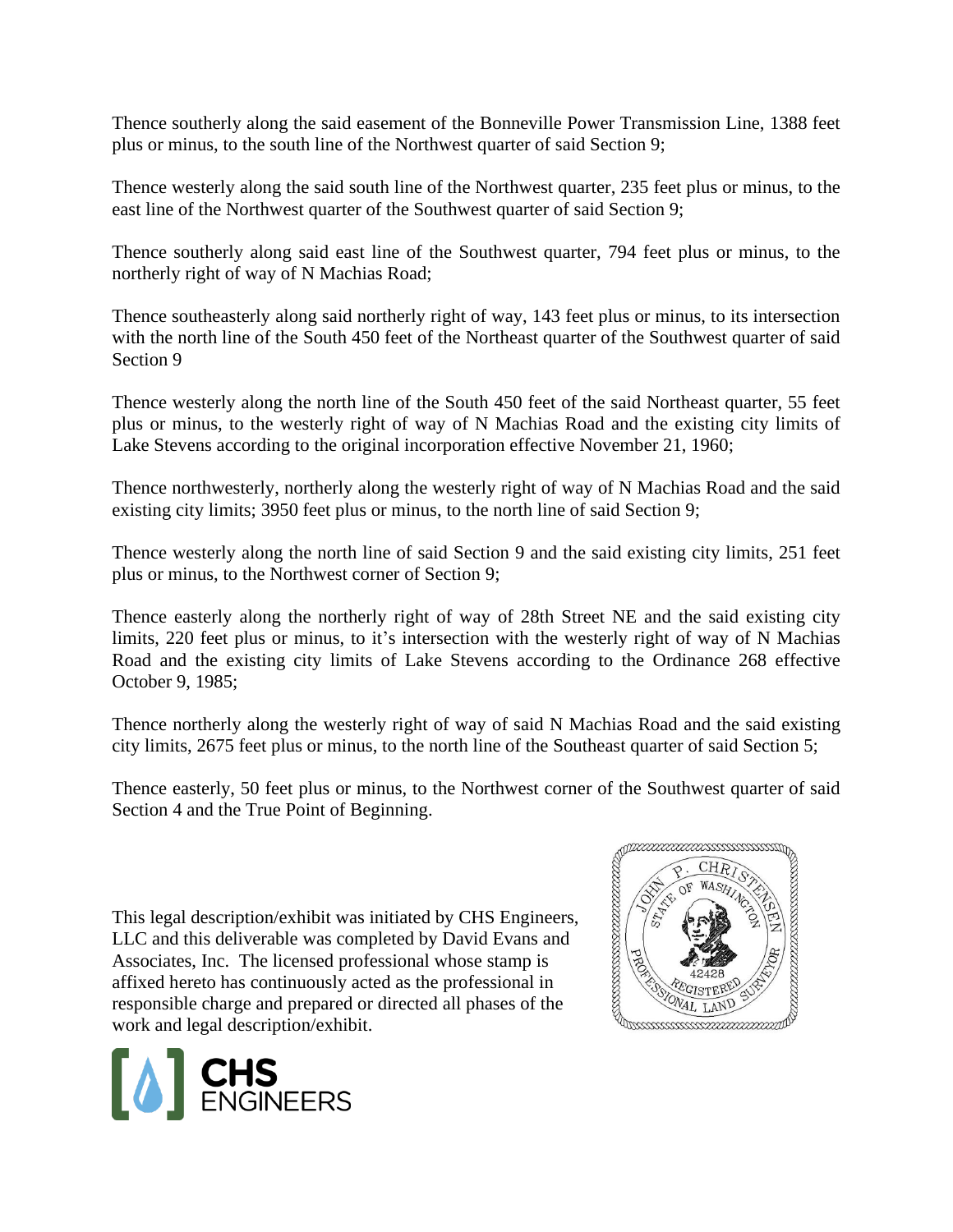Thence southerly along the said easement of the Bonneville Power Transmission Line, 1388 feet plus or minus, to the south line of the Northwest quarter of said Section 9;

Thence westerly along the said south line of the Northwest quarter, 235 feet plus or minus, to the east line of the Northwest quarter of the Southwest quarter of said Section 9;

Thence southerly along said east line of the Southwest quarter, 794 feet plus or minus, to the northerly right of way of N Machias Road;

Thence southeasterly along said northerly right of way, 143 feet plus or minus, to its intersection with the north line of the South 450 feet of the Northeast quarter of the Southwest quarter of said Section 9

Thence westerly along the north line of the South 450 feet of the said Northeast quarter, 55 feet plus or minus, to the westerly right of way of N Machias Road and the existing city limits of Lake Stevens according to the original incorporation effective November 21, 1960;

Thence northwesterly, northerly along the westerly right of way of N Machias Road and the said existing city limits; 3950 feet plus or minus, to the north line of said Section 9;

Thence westerly along the north line of said Section 9 and the said existing city limits, 251 feet plus or minus, to the Northwest corner of Section 9;

Thence easterly along the northerly right of way of 28th Street NE and the said existing city limits, 220 feet plus or minus, to it's intersection with the westerly right of way of N Machias Road and the existing city limits of Lake Stevens according to the Ordinance 268 effective October 9, 1985;

Thence northerly along the westerly right of way of said N Machias Road and the said existing city limits, 2675 feet plus or minus, to the north line of the Southeast quarter of said Section 5;

Thence easterly, 50 feet plus or minus, to the Northwest corner of the Southwest quarter of said Section 4 and the True Point of Beginning.

This legal description/exhibit was initiated by CHS Engineers, LLC and this deliverable was completed by David Evans and Associates, Inc. The licensed professional whose stamp is affixed hereto has continuously acted as the professional in responsible charge and prepared or directed all phases of the work and legal description/exhibit.

JOHN P. CHRISTENSEN
STATE OF WASHINGTON
42428
REGISTERED
PROFESSIONAL LAND SURVEYOR

CHS ENGINEERS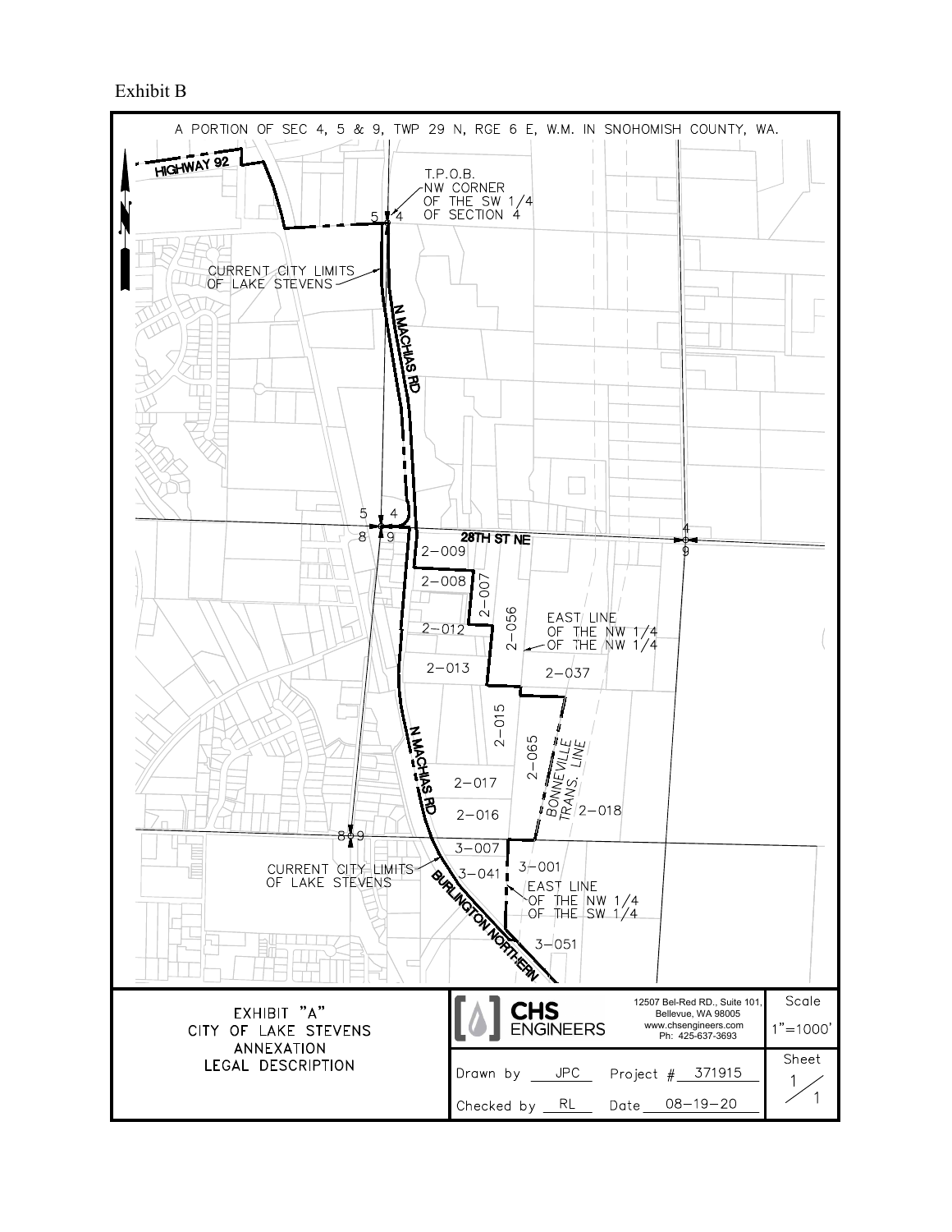Exhibit B

A PORTION OF SEC 4, 5 & 9, TWP 29 N, RGE 6 E, W.M. IN SNOHOMISH COUNTY, WA.

HIGHWAY 92

T.P.O.B.
NW CORNER
OF THE SW 1/4
OF SECTION 4

5 4

CURRENT CITY LIMITS
OF LAKE STEVENS

N MACHIAS RD

5 4
8 9

28TH ST NE

4
9

2–009

2–008

2–007

2–056

EAST LINE
OF THE NW 1/4
OF THE NW 1/4

2–012

2–013

2–037

2–015

2–065

BONNEVILLE
TRANS. LINE

N MACHIAS RD

2–017

2–016

2–018

8 9

3–007

CURRENT CITY LIMITS
OF LAKE STEVENS

3–041

3–001

EAST LINE
OF THE NW 1/4
OF THE SW 1/4

BURLINGTON NORTHERN

3–051

EXHIBIT "A"
CITY OF LAKE STEVENS
ANNEXATION
LEGAL DESCRIPTION

CHS ENGINEERS

12507 Bel-Red RD., Suite 101,
Bellevue, WA 98005
www.chsengineers.com
Ph: 425-637-3693

Scale
1"=1000'

Drawn by JPC
Project # 371915

Checked by RL
Date 08–19–20

Sheet
1/1